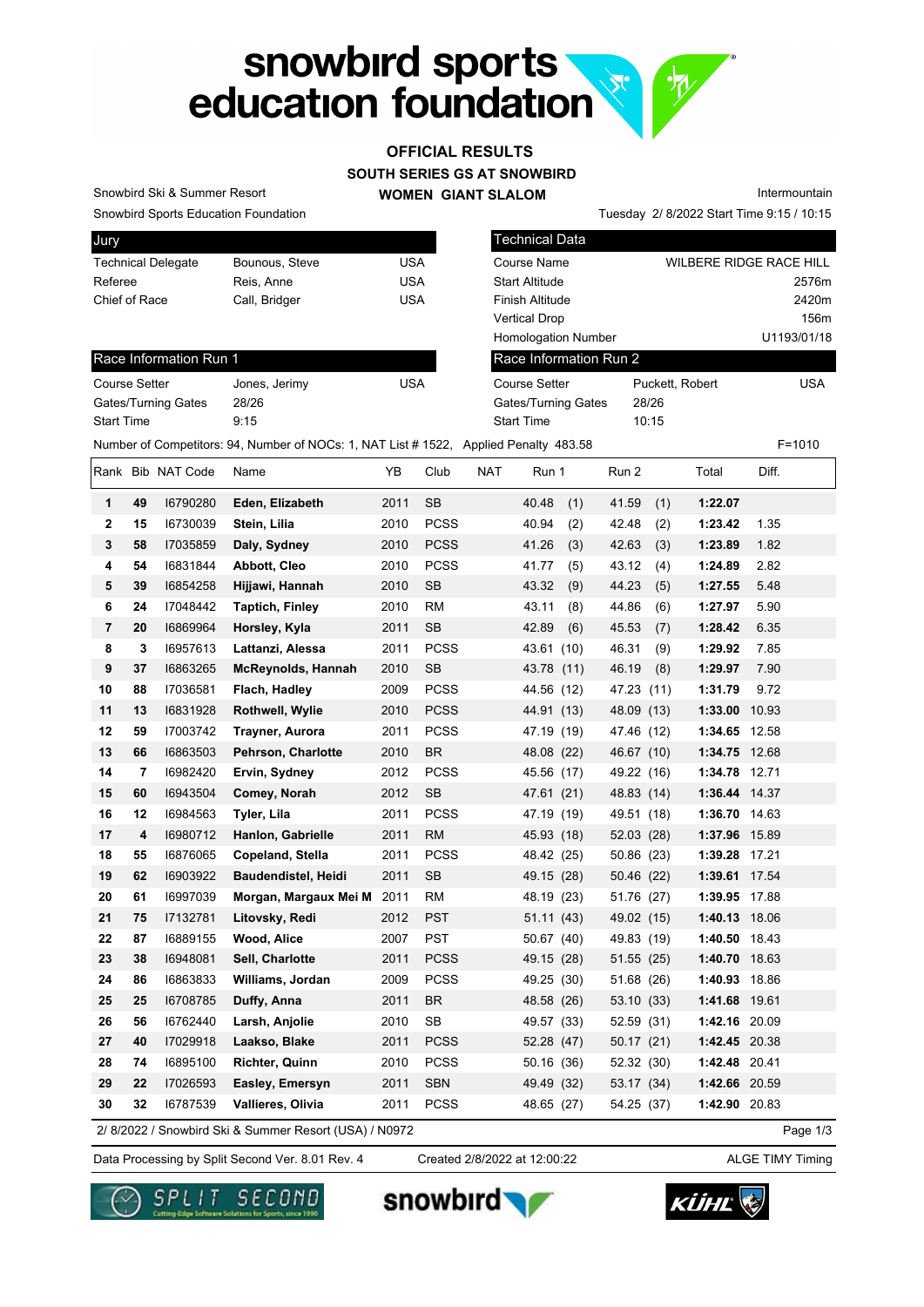# OFFICIAL RESULTS

## SOUTH SERIES GS AT SNOWBIRD

### WOMEN GIANT SLALOM

Snowbird Ski & Summer Resort
Snowbird Sports Education Foundation

Intermountain
Tuesday 2/ 8/2022 Start Time 9:15 / 10:15

| Jury | | |
|---|---|---|
| Technical Delegate | Bounous, Steve | USA |
| Referee | Reis, Anne | USA |
| Chief of Race | Call, Bridger | USA |

| Technical Data | |
|---|---|
| Course Name | WILBERE RIDGE RACE HILL |
| Start Altitude | 2576m |
| Finish Altitude | 2420m |
| Vertical Drop | 156m |
| Homologation Number | U1193/01/18 |

| Race Information Run 1 | | |
|---|---|---|
| Course Setter | Jones, Jerimy | USA |
| Gates/Turning Gates | 28/26 | |
| Start Time | 9:15 | |

| Race Information Run 2 | | |
|---|---|---|
| Course Setter | Puckett, Robert | USA |
| Gates/Turning Gates | 28/26 | |
| Start Time | 10:15 | |

Number of Competitors: 94, Number of NOCs: 1, NAT List # 1522, Applied Penalty 483.58 F=1010

| Rank | Bib | NAT Code | Name | YB | Club | NAT | Run 1 | Run 2 | Total | Diff. |
|---|---|---|---|---|---|---|---|---|---|---|
| 1 | 49 | I6790280 | **Eden, Elizabeth** | 2011 | SB | | 40.48 (1) | 41.59 (1) | **1:22.07** | |
| 2 | 15 | I6730039 | **Stein, Lilia** | 2010 | PCSS | | 40.94 (2) | 42.48 (2) | **1:23.42** | 1.35 |
| 3 | 58 | I7035859 | **Daly, Sydney** | 2010 | PCSS | | 41.26 (3) | 42.63 (3) | **1:23.89** | 1.82 |
| 4 | 54 | I6831844 | **Abbott, Cleo** | 2010 | PCSS | | 41.77 (5) | 43.12 (4) | **1:24.89** | 2.82 |
| 5 | 39 | I6854258 | **Hijjawi, Hannah** | 2010 | SB | | 43.32 (9) | 44.23 (5) | **1:27.55** | 5.48 |
| 6 | 24 | I7048442 | **Taptich, Finley** | 2010 | RM | | 43.11 (8) | 44.86 (6) | **1:27.97** | 5.90 |
| 7 | 20 | I6869964 | **Horsley, Kyla** | 2011 | SB | | 42.89 (6) | 45.53 (7) | **1:28.42** | 6.35 |
| 8 | 3 | I6957613 | **Lattanzi, Alessa** | 2011 | PCSS | | 43.61 (10) | 46.31 (9) | **1:29.92** | 7.85 |
| 9 | 37 | I6863265 | **McReynolds, Hannah** | 2010 | SB | | 43.78 (11) | 46.19 (8) | **1:29.97** | 7.90 |
| 10 | 88 | I7036581 | **Flach, Hadley** | 2009 | PCSS | | 44.56 (12) | 47.23 (11) | **1:31.79** | 9.72 |
| 11 | 13 | I6831928 | **Rothwell, Wylie** | 2010 | PCSS | | 44.91 (13) | 48.09 (13) | **1:33.00** | 10.93 |
| 12 | 59 | I7003742 | **Trayner, Aurora** | 2011 | PCSS | | 47.19 (19) | 47.46 (12) | **1:34.65** | 12.58 |
| 13 | 66 | I6863503 | **Pehrson, Charlotte** | 2010 | BR | | 48.08 (22) | 46.67 (10) | **1:34.75** | 12.68 |
| 14 | 7 | I6982420 | **Ervin, Sydney** | 2012 | PCSS | | 45.56 (17) | 49.22 (16) | **1:34.78** | 12.71 |
| 15 | 60 | I6943504 | **Comey, Norah** | 2012 | SB | | 47.61 (21) | 48.83 (14) | **1:36.44** | 14.37 |
| 16 | 12 | I6984563 | **Tyler, Lila** | 2011 | PCSS | | 47.19 (19) | 49.51 (18) | **1:36.70** | 14.63 |
| 17 | 4 | I6980712 | **Hanlon, Gabrielle** | 2011 | RM | | 45.93 (18) | 52.03 (28) | **1:37.96** | 15.89 |
| 18 | 55 | I6876065 | **Copeland, Stella** | 2011 | PCSS | | 48.42 (25) | 50.86 (23) | **1:39.28** | 17.21 |
| 19 | 62 | I6903922 | **Baudendistel, Heidi** | 2011 | SB | | 49.15 (28) | 50.46 (22) | **1:39.61** | 17.54 |
| 20 | 61 | I6997039 | **Morgan, Margaux Mei M** | 2011 | RM | | 48.19 (23) | 51.76 (27) | **1:39.95** | 17.88 |
| 21 | 75 | I7132781 | **Litovsky, Redi** | 2012 | PST | | 51.11 (43) | 49.02 (15) | **1:40.13** | 18.06 |
| 22 | 87 | I6889155 | **Wood, Alice** | 2007 | PST | | 50.67 (40) | 49.83 (19) | **1:40.50** | 18.43 |
| 23 | 38 | I6948081 | **Sell, Charlotte** | 2011 | PCSS | | 49.15 (28) | 51.55 (25) | **1:40.70** | 18.63 |
| 24 | 86 | I6863833 | **Williams, Jordan** | 2009 | PCSS | | 49.25 (30) | 51.68 (26) | **1:40.93** | 18.86 |
| 25 | 25 | I6708785 | **Duffy, Anna** | 2011 | BR | | 48.58 (26) | 53.10 (33) | **1:41.68** | 19.61 |
| 26 | 56 | I6762440 | **Larsh, Anjolie** | 2010 | SB | | 49.57 (33) | 52.59 (31) | **1:42.16** | 20.09 |
| 27 | 40 | I7029918 | **Laakso, Blake** | 2011 | PCSS | | 52.28 (47) | 50.17 (21) | **1:42.45** | 20.38 |
| 28 | 74 | I6895100 | **Richter, Quinn** | 2010 | PCSS | | 50.16 (36) | 52.32 (30) | **1:42.48** | 20.41 |
| 29 | 22 | I7026593 | **Easley, Emersyn** | 2011 | SBN | | 49.49 (32) | 53.17 (34) | **1:42.66** | 20.59 |
| 30 | 32 | I6787539 | **Vallieres, Olivia** | 2011 | PCSS | | 48.65 (27) | 54.25 (37) | **1:42.90** | 20.83 |

2/ 8/2022 / Snowbird Ski & Summer Resort (USA) / N0972

Data Processing by Split Second Ver. 8.01 Rev. 4 Created 2/8/2022 at 12:00:22 ALGE TIMY Timing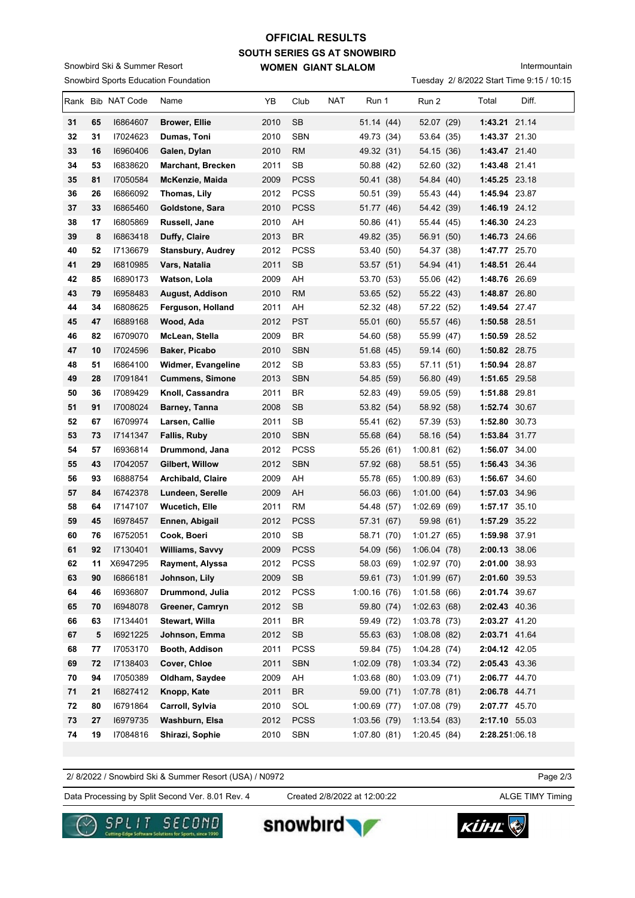# OFFICIAL RESULTS

## SOUTH SERIES GS AT SNOWBIRD

### WOMEN GIANT SLALOM

Snowbird Ski & Summer Resort

Snowbird Sports Education Foundation

Intermountain

Tuesday 2/ 8/2022 Start Time 9:15 / 10:15

| Rank | Bib | NAT Code | Name | YB | Club | NAT | Run 1 | Run 2 | Total | Diff. |
|---|---|---|---|---|---|---|---|---|---|---|
| 31 | 65 | I6864607 | **Brower, Ellie** | 2010 | SB | | 51.14 (44) | 52.07 (29) | **1:43.21** | 21.14 |
| 32 | 31 | I7024623 | **Dumas, Toni** | 2010 | SBN | | 49.73 (34) | 53.64 (35) | **1:43.37** | 21.30 |
| 33 | 16 | I6960406 | **Galen, Dylan** | 2010 | RM | | 49.32 (31) | 54.15 (36) | **1:43.47** | 21.40 |
| 34 | 53 | I6838620 | **Marchant, Brecken** | 2011 | SB | | 50.88 (42) | 52.60 (32) | **1:43.48** | 21.41 |
| 35 | 81 | I7050584 | **McKenzie, Maida** | 2009 | PCSS | | 50.41 (38) | 54.84 (40) | **1:45.25** | 23.18 |
| 36 | 26 | I6866092 | **Thomas, Lily** | 2012 | PCSS | | 50.51 (39) | 55.43 (44) | **1:45.94** | 23.87 |
| 37 | 33 | I6865460 | **Goldstone, Sara** | 2010 | PCSS | | 51.77 (46) | 54.42 (39) | **1:46.19** | 24.12 |
| 38 | 17 | I6805869 | **Russell, Jane** | 2010 | AH | | 50.86 (41) | 55.44 (45) | **1:46.30** | 24.23 |
| 39 | 8 | I6863418 | **Duffy, Claire** | 2013 | BR | | 49.82 (35) | 56.91 (50) | **1:46.73** | 24.66 |
| 40 | 52 | I7136679 | **Stansbury, Audrey** | 2012 | PCSS | | 53.40 (50) | 54.37 (38) | **1:47.77** | 25.70 |
| 41 | 29 | I6810985 | **Vars, Natalia** | 2011 | SB | | 53.57 (51) | 54.94 (41) | **1:48.51** | 26.44 |
| 42 | 85 | I6890173 | **Watson, Lola** | 2009 | AH | | 53.70 (53) | 55.06 (42) | **1:48.76** | 26.69 |
| 43 | 79 | I6958483 | **August, Addison** | 2010 | RM | | 53.65 (52) | 55.22 (43) | **1:48.87** | 26.80 |
| 44 | 34 | I6808625 | **Ferguson, Holland** | 2011 | AH | | 52.32 (48) | 57.22 (52) | **1:49.54** | 27.47 |
| 45 | 47 | I6889168 | **Wood, Ada** | 2012 | PST | | 55.01 (60) | 55.57 (46) | **1:50.58** | 28.51 |
| 46 | 82 | I6709070 | **McLean, Stella** | 2009 | BR | | 54.60 (58) | 55.99 (47) | **1:50.59** | 28.52 |
| 47 | 10 | I7024596 | **Baker, Picabo** | 2010 | SBN | | 51.68 (45) | 59.14 (60) | **1:50.82** | 28.75 |
| 48 | 51 | I6864100 | **Widmer, Evangeline** | 2012 | SB | | 53.83 (55) | 57.11 (51) | **1:50.94** | 28.87 |
| 49 | 28 | I7091841 | **Cummens, Simone** | 2013 | SBN | | 54.85 (59) | 56.80 (49) | **1:51.65** | 29.58 |
| 50 | 36 | I7089429 | **Knoll, Cassandra** | 2011 | BR | | 52.83 (49) | 59.05 (59) | **1:51.88** | 29.81 |
| 51 | 91 | I7008024 | **Barney, Tanna** | 2008 | SB | | 53.82 (54) | 58.92 (58) | **1:52.74** | 30.67 |
| 52 | 67 | I6709974 | **Larsen, Callie** | 2011 | SB | | 55.41 (62) | 57.39 (53) | **1:52.80** | 30.73 |
| 53 | 73 | I7141347 | **Fallis, Ruby** | 2010 | SBN | | 55.68 (64) | 58.16 (54) | **1:53.84** | 31.77 |
| 54 | 57 | I6936814 | **Drummond, Jana** | 2012 | PCSS | | 55.26 (61) | 1:00.81 (62) | **1:56.07** | 34.00 |
| 55 | 43 | I7042057 | **Gilbert, Willow** | 2012 | SBN | | 57.92 (68) | 58.51 (55) | **1:56.43** | 34.36 |
| 56 | 93 | I6888754 | **Archibald, Claire** | 2009 | AH | | 55.78 (65) | 1:00.89 (63) | **1:56.67** | 34.60 |
| 57 | 84 | I6742378 | **Lundeen, Serelle** | 2009 | AH | | 56.03 (66) | 1:01.00 (64) | **1:57.03** | 34.96 |
| 58 | 64 | I7147107 | **Wucetich, Elle** | 2011 | RM | | 54.48 (57) | 1:02.69 (69) | **1:57.17** | 35.10 |
| 59 | 45 | I6978457 | **Ennen, Abigail** | 2012 | PCSS | | 57.31 (67) | 59.98 (61) | **1:57.29** | 35.22 |
| 60 | 76 | I6752051 | **Cook, Boeri** | 2010 | SB | | 58.71 (70) | 1:01.27 (65) | **1:59.98** | 37.91 |
| 61 | 92 | I7130401 | **Williams, Savvy** | 2009 | PCSS | | 54.09 (56) | 1:06.04 (78) | **2:00.13** | 38.06 |
| 62 | 11 | X6947295 | **Rayment, Alyssa** | 2012 | PCSS | | 58.03 (69) | 1:02.97 (70) | **2:01.00** | 38.93 |
| 63 | 90 | I6866181 | **Johnson, Lily** | 2009 | SB | | 59.61 (73) | 1:01.99 (67) | **2:01.60** | 39.53 |
| 64 | 46 | I6936807 | **Drummond, Julia** | 2012 | PCSS | | 1:00.16 (76) | 1:01.58 (66) | **2:01.74** | 39.67 |
| 65 | 70 | I6948078 | **Greener, Camryn** | 2012 | SB | | 59.80 (74) | 1:02.63 (68) | **2:02.43** | 40.36 |
| 66 | 63 | I7134401 | **Stewart, Willa** | 2011 | BR | | 59.49 (72) | 1:03.78 (73) | **2:03.27** | 41.20 |
| 67 | 5 | I6921225 | **Johnson, Emma** | 2012 | SB | | 55.63 (63) | 1:08.08 (82) | **2:03.71** | 41.64 |
| 68 | 77 | I7053170 | **Booth, Addison** | 2011 | PCSS | | 59.84 (75) | 1:04.28 (74) | **2:04.12** | 42.05 |
| 69 | 72 | I7138403 | **Cover, Chloe** | 2011 | SBN | | 1:02.09 (78) | 1:03.34 (72) | **2:05.43** | 43.36 |
| 70 | 94 | I7050389 | **Oldham, Saydee** | 2009 | AH | | 1:03.68 (80) | 1:03.09 (71) | **2:06.77** | 44.70 |
| 71 | 21 | I6827412 | **Knopp, Kate** | 2011 | BR | | 59.00 (71) | 1:07.78 (81) | **2:06.78** | 44.71 |
| 72 | 80 | I6791864 | **Carroll, Sylvia** | 2010 | SOL | | 1:00.69 (77) | 1:07.08 (79) | **2:07.77** | 45.70 |
| 73 | 27 | I6979735 | **Washburn, Elsa** | 2012 | PCSS | | 1:03.56 (79) | 1:13.54 (83) | **2:17.10** | 55.03 |
| 74 | 19 | I7084816 | **Shirazi, Sophie** | 2010 | SBN | | 1:07.80 (81) | 1:20.45 (84) | **2:28.25** | 1:06.18 |

2/ 8/2022 / Snowbird Ski & Summer Resort (USA) / N0972

Data Processing by Split Second Ver. 8.01 Rev. 4 &nbsp;&nbsp;&nbsp; Created 2/8/2022 at 12:00:22 &nbsp;&nbsp;&nbsp; ALGE TIMY Timing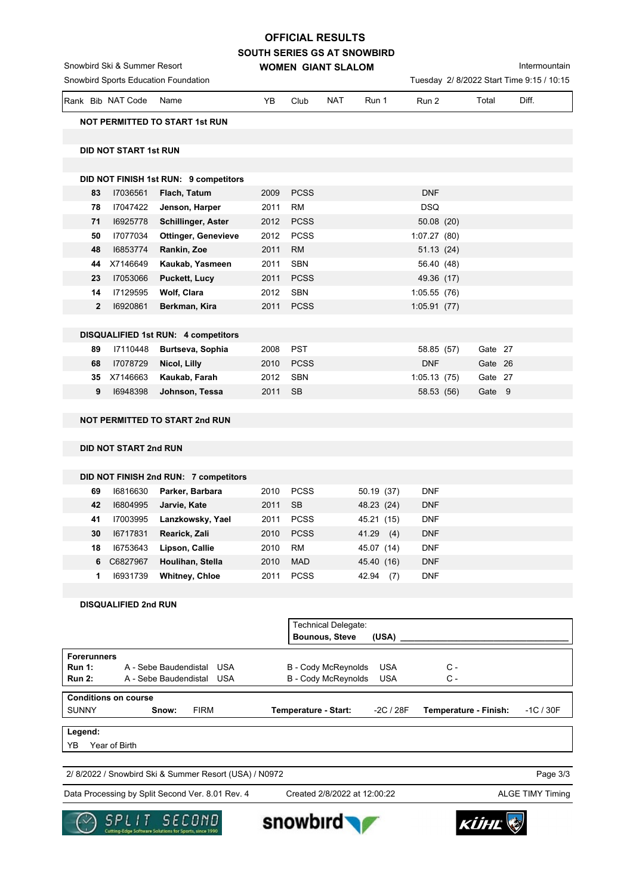# OFFICIAL RESULTS

## SOUTH SERIES GS AT SNOWBIRD

### WOMEN GIANT SLALOM

Snowbird Ski & Summer Resort
Snowbird Sports Education Foundation

Intermountain
Tuesday 2/ 8/2022 Start Time 9:15 / 10:15

| Rank | Bib | NAT Code | Name | YB | Club | NAT | Run 1 | Run 2 | Total | Diff. |
|---|---|---|---|---|---|---|---|---|---|---|
| **NOT PERMITTED TO START 1st RUN** | | | | | | | | | | |
| **DID NOT START 1st RUN** | | | | | | | | | | |
| **DID NOT FINISH 1st RUN: 9 competitors** | | | | | | | | | | |
| | **83** | I7036561 | **Flach, Tatum** | 2009 | PCSS | | | DNF | | |
| | **78** | I7047422 | **Jenson, Harper** | 2011 | RM | | | DSQ | | |
| | **71** | I6925778 | **Schillinger, Aster** | 2012 | PCSS | | | 50.08 (20) | | |
| | **50** | I7077034 | **Ottinger, Genevieve** | 2012 | PCSS | | | 1:07.27 (80) | | |
| | **48** | I6853774 | **Rankin, Zoe** | 2011 | RM | | | 51.13 (24) | | |
| | **44** | X7146649 | **Kaukab, Yasmeen** | 2011 | SBN | | | 56.40 (48) | | |
| | **23** | I7053066 | **Puckett, Lucy** | 2011 | PCSS | | | 49.36 (17) | | |
| | **14** | I7129595 | **Wolf, Clara** | 2012 | SBN | | | 1:05.55 (76) | | |
| | **2** | I6920861 | **Berkman, Kira** | 2011 | PCSS | | | 1:05.91 (77) | | |
| **DISQUALIFIED 1st RUN: 4 competitors** | | | | | | | | | | |
| | **89** | I7110448 | **Burtseva, Sophia** | 2008 | PST | | | 58.85 (57) | Gate 27 | |
| | **68** | I7078729 | **Nicol, Lilly** | 2010 | PCSS | | | DNF | Gate 26 | |
| | **35** | X7146663 | **Kaukab, Farah** | 2012 | SBN | | | 1:05.13 (75) | Gate 27 | |
| | **9** | I6948398 | **Johnson, Tessa** | 2011 | SB | | | 58.53 (56) | Gate 9 | |
| **NOT PERMITTED TO START 2nd RUN** | | | | | | | | | | |
| **DID NOT START 2nd RUN** | | | | | | | | | | |
| **DID NOT FINISH 2nd RUN: 7 competitors** | | | | | | | | | | |
| | **69** | I6816630 | **Parker, Barbara** | 2010 | PCSS | | 50.19 (37) | DNF | | |
| | **42** | I6804995 | **Jarvie, Kate** | 2011 | SB | | 48.23 (24) | DNF | | |
| | **41** | I7003995 | **Lanzkowsky, Yael** | 2011 | PCSS | | 45.21 (15) | DNF | | |
| | **30** | I6717831 | **Rearick, Zali** | 2010 | PCSS | | 41.29 (4) | DNF | | |
| | **18** | I6753643 | **Lipson, Callie** | 2010 | RM | | 45.07 (14) | DNF | | |
| | **6** | C6827967 | **Houlihan, Stella** | 2010 | MAD | | 45.40 (16) | DNF | | |
| | **1** | I6931739 | **Whitney, Chloe** | 2011 | PCSS | | 42.94 (7) | DNF | | |
| **DISQUALIFIED 2nd RUN** | | | | | | | | | | |

Technical Delegate:
**Bounous, Steve** (USA)

**Forerunners**

| | A | | B | | C |
|---|---|---|---|---|---|
| **Run 1:** | A - Sebe Baudendistal | USA | B - Cody McReynolds | USA | C - |
| **Run 2:** | A - Sebe Baudendistal | USA | B - Cody McReynolds | USA | C - |

**Conditions on course**

SUNNY | **Snow:** FIRM | **Temperature - Start:** -2C / 28F | **Temperature - Finish:** -1C / 30F

**Legend:**
YB Year of Birth

2/ 8/2022 / Snowbird Ski & Summer Resort (USA) / N0972

Data Processing by Split Second Ver. 8.01 Rev. 4 | Created 2/8/2022 at 12:00:22 | ALGE TIMY Timing